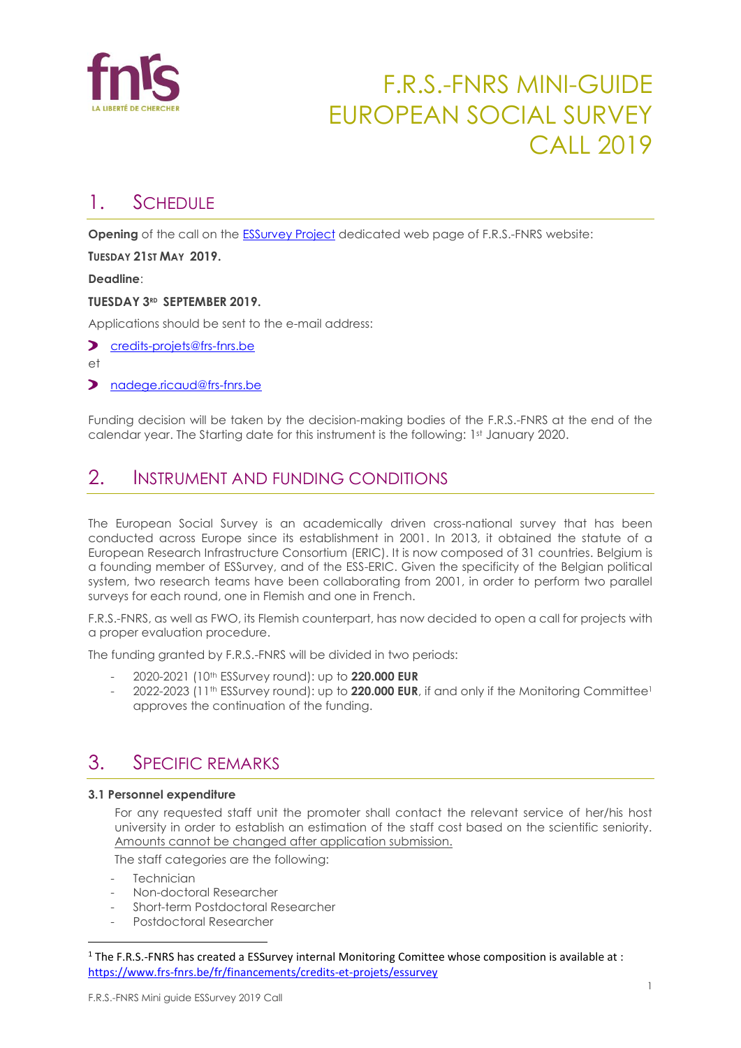# F.R.S.-FNRS MINI-GUIDE EUROPEAN SOCIAL SURVEY CALL 2019

## 1. SCHEDULE

**Opening** of the call on the ESSurvey Project dedicated web page of F.R.S.-FNRS website:

**TUESDAY 21ST MAY 2019.**

**Deadline**:

**TUESDAY 3RD SEPTEMBER 2019.**

Applications should be sent to the e-mail address:

- credits-projets@frs-fnrs.be

et

- nadege.ricaud@frs-fnrs.be

Funding decision will be taken by the decision-making bodies of the F.R.S.-FNRS at the end of the calendar year. The Starting date for this instrument is the following: 1st January 2020.

## 2. INSTRUMENT AND FUNDING CONDITIONS

The European Social Survey is an academically driven cross-national survey that has been conducted across Europe since its establishment in 2001. In 2013, it obtained the statute of a European Research Infrastructure Consortium (ERIC). It is now composed of 31 countries. Belgium is a founding member of ESSurvey, and of the ESS-ERIC. Given the specificity of the Belgian political system, two research teams have been collaborating from 2001, in order to perform two parallel surveys for each round, one in Flemish and one in French.

F.R.S.-FNRS, as well as FWO, its Flemish counterpart, has now decided to open a call for projects with a proper evaluation procedure.

The funding granted by F.R.S.-FNRS will be divided in two periods:

- 2020-2021 (10th ESSurvey round): up to **220.000 EUR**
- 2022-2023 (11th ESSurvey round): up to **220.000 EUR**, if and only if the Monitoring Committee[1] approves the continuation of the funding.

## 3. SPECIFIC REMARKS

### 3.1 Personnel expenditure

For any requested staff unit the promoter shall contact the relevant service of her/his host university in order to establish an estimation of the staff cost based on the scientific seniority. Amounts cannot be changed after application submission.

The staff categories are the following:

- Technician
- Non-doctoral Researcher
- Short-term Postdoctoral Researcher
- Postdoctoral Researcher

[1] The F.R.S.-FNRS has created a ESSurvey internal Monitoring Comittee whose composition is available at : https://www.frs-fnrs.be/fr/financements/credits-et-projets/essurvey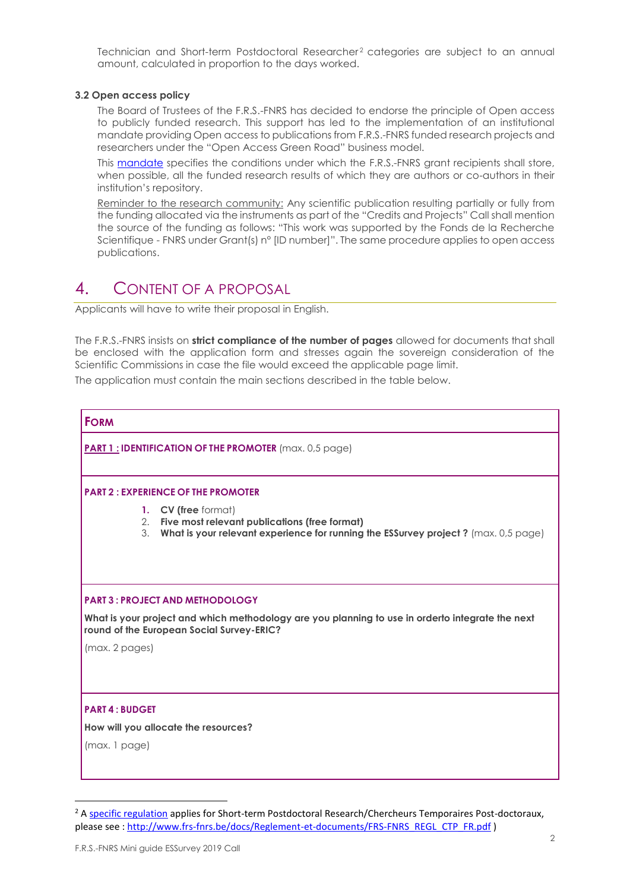Technician and Short-term Postdoctoral Researcher[2] categories are subject to an annual amount, calculated in proportion to the days worked.

### 3.2 Open access policy

The Board of Trustees of the F.R.S.-FNRS has decided to endorse the principle of Open access to publicly funded research. This support has led to the implementation of an institutional mandate providing Open access to publications from F.R.S.-FNRS funded research projects and researchers under the "Open Access Green Road" business model.

This mandate specifies the conditions under which the F.R.S.-FNRS grant recipients shall store, when possible, all the funded research results of which they are authors or co-authors in their institution's repository.

Reminder to the research community: Any scientific publication resulting partially or fully from the funding allocated via the instruments as part of the "Credits and Projects" Call shall mention the source of the funding as follows: "This work was supported by the Fonds de la Recherche Scientifique - FNRS under Grant(s) n° [ID number]". The same procedure applies to open access publications.

## 4. Content of a proposal

Applicants will have to write their proposal in English.

The F.R.S.-FNRS insists on **strict compliance of the number of pages** allowed for documents that shall be enclosed with the application form and stresses again the sovereign consideration of the Scientific Commissions in case the file would exceed the applicable page limit.

The application must contain the main sections described in the table below.

| **FORM** |
| --- |
| **PART 1 : IDENTIFICATION OF THE PROMOTER** (max. 0,5 page) |
| **PART 2 : EXPERIENCE OF THE PROMOTER**<br>1. **CV (free** format)<br>2. **Five most relevant publications (free format)**<br>3. **What is your relevant experience for running the ESSurvey project ?** (max. 0,5 page) |
| **PART 3 : PROJECT AND METHODOLOGY**<br>**What is your project and which methodology are you planning to use in orderto integrate the next round of the European Social Survey-ERIC?**<br>(max. 2 pages) |
| **PART 4 : BUDGET**<br>**How will you allocate the resources?**<br>(max. 1 page) |

[2] A specific regulation applies for Short-term Postdoctoral Research/Chercheurs Temporaires Post-doctoraux, please see : http://www.frs-fnrs.be/docs/Reglement-et-documents/FRS-FNRS_REGL_CTP_FR.pdf )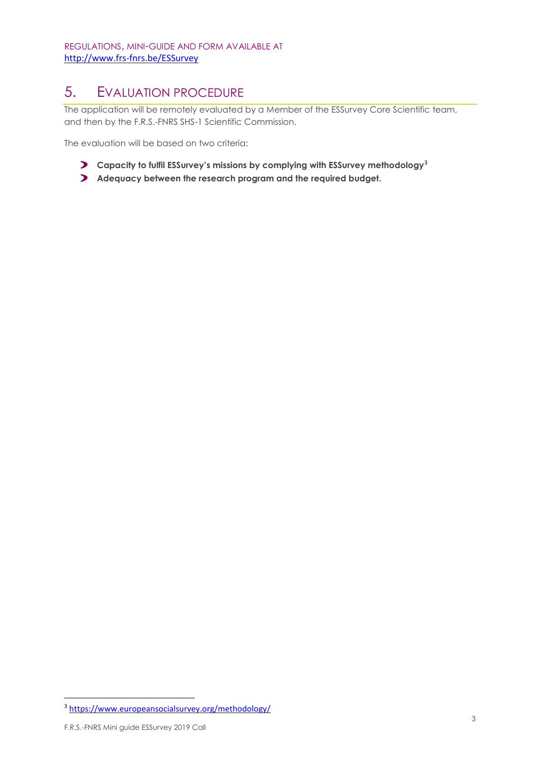REGULATIONS, MINI-GUIDE AND FORM AVAILABLE AT
http://www.frs-fnrs.be/ESSurvey

## 5. EVALUATION PROCEDURE

The application will be remotely evaluated by a Member of the ESSurvey Core Scientific team, and then by the F.R.S.-FNRS SHS-1 Scientific Commission.

The evaluation will be based on two criteria:

- **Capacity to fulfil ESSurvey's missions by complying with ESSurvey methodology**[3]
- **Adequacy between the research program and the required budget.**

[3] https://www.europeansocialsurvey.org/methodology/